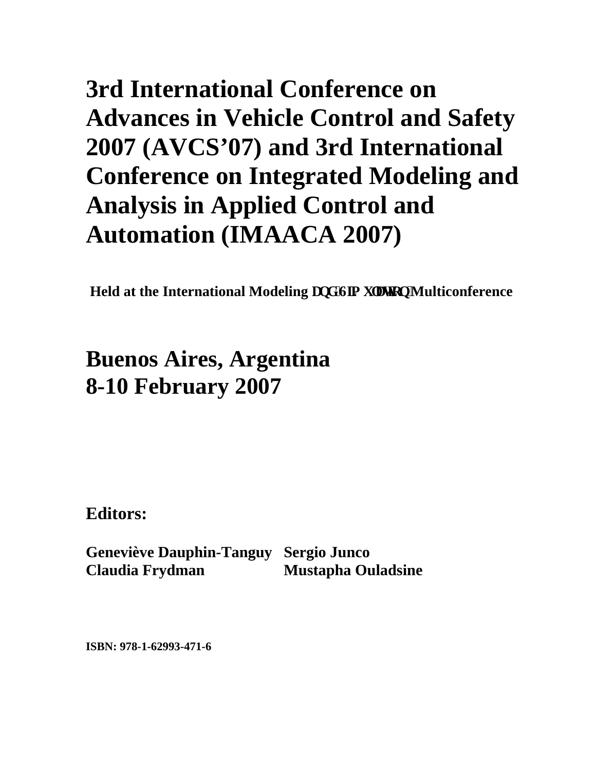# 3rd International Conference on Advances in Vehicle Control and Safety 2007 (AVCS'07) and 3rd International Conference on Integrated Modeling and Analysis in Applied Control and Automation (IMAACA 2007)

**Held at the International Modeling and Simulation Multiconference**

## Buenos Aires, Argentina
## 8-10 February 2007

**Editors:**

**Geneviève Dauphin-Tanguy**
**Sergio Junco**
**Claudia Frydman**
**Mustapha Ouladsine**

**ISBN: 978-1-62993-471-6**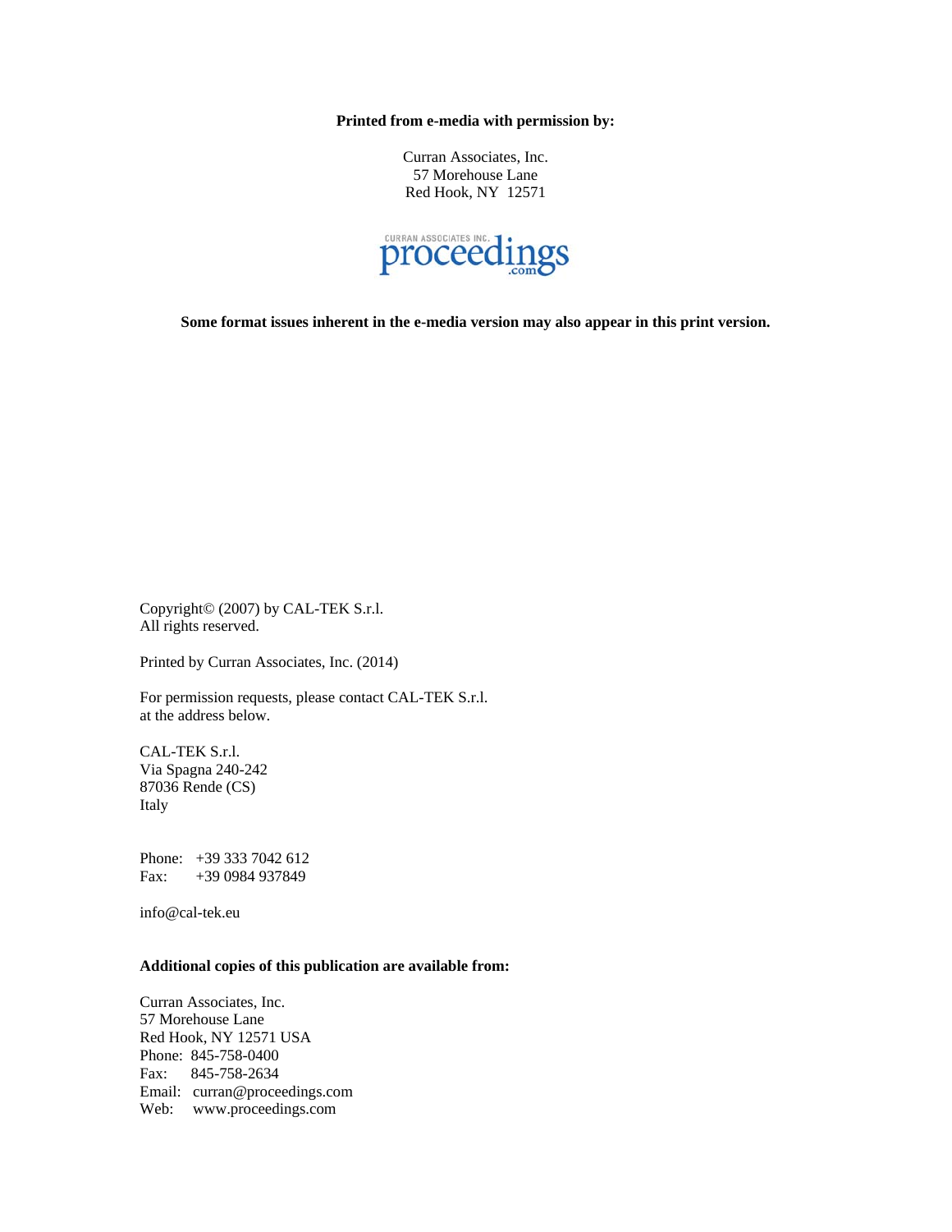**Printed from e-media with permission by:**

Curran Associates, Inc.
57 Morehouse Lane
Red Hook, NY 12571

**Some format issues inherent in the e-media version may also appear in this print version.**

Copyright© (2007) by CAL-TEK S.r.l.
All rights reserved.

Printed by Curran Associates, Inc. (2014)

For permission requests, please contact CAL-TEK S.r.l.
at the address below.

CAL-TEK S.r.l.
Via Spagna 240-242
87036 Rende (CS)
Italy

Phone: +39 333 7042 612
Fax: +39 0984 937849

info@cal-tek.eu

**Additional copies of this publication are available from:**

Curran Associates, Inc.
57 Morehouse Lane
Red Hook, NY 12571 USA
Phone: 845-758-0400
Fax: 845-758-2634
Email: curran@proceedings.com
Web: www.proceedings.com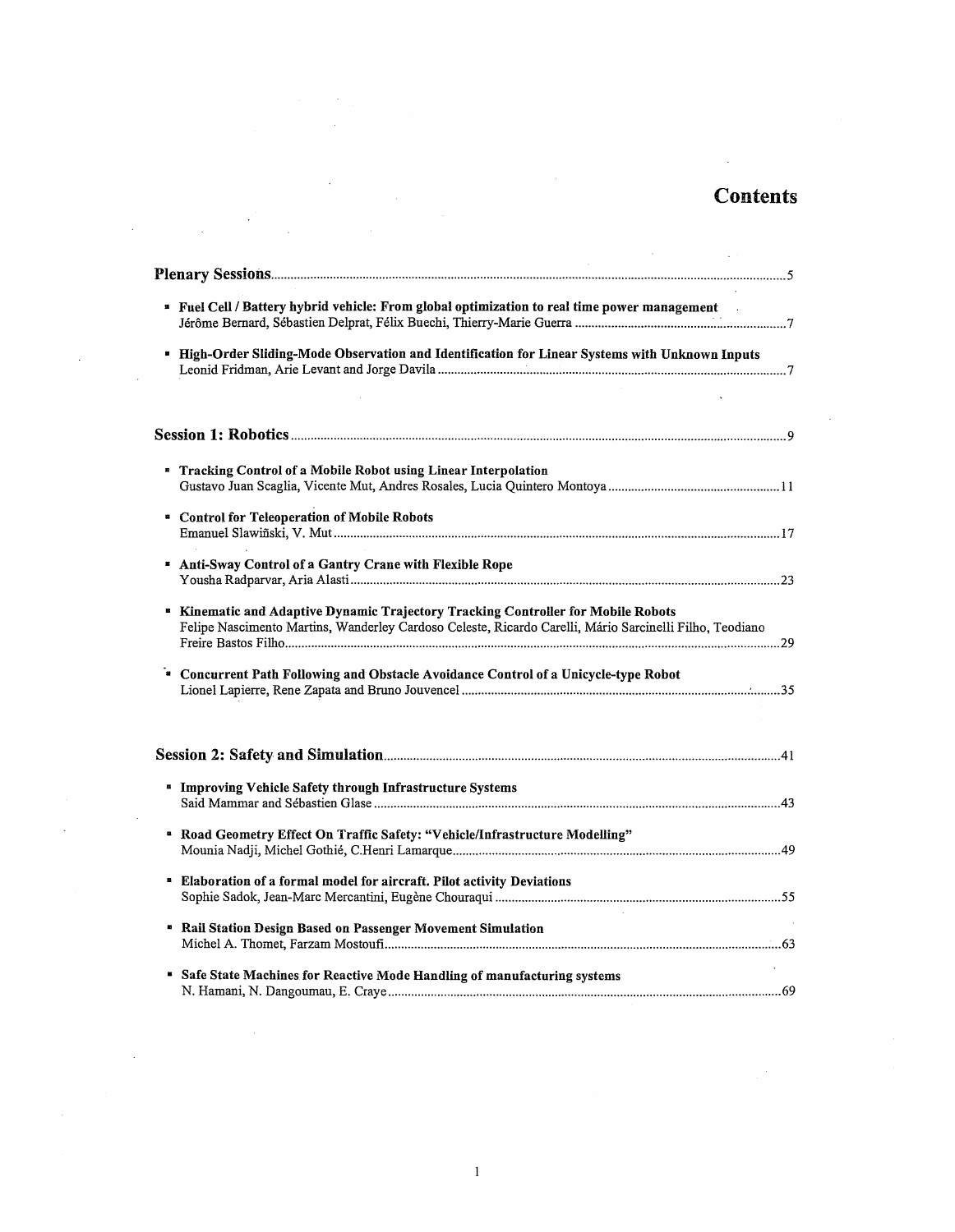# Contents

**Plenary Sessions** ........................................................................ 5

- **Fuel Cell / Battery hybrid vehicle: From global optimization to real time power management**
  Jérôme Bernard, Sébastien Delprat, Félix Buechi, Thierry-Marie Guerra ........................................ 7

- **High-Order Sliding-Mode Observation and Identification for Linear Systems with Unknown Inputs**
  Leonid Fridman, Arie Levant and Jorge Davila ........................................ 7

**Session 1: Robotics** ........................................................................ 9

- **Tracking Control of a Mobile Robot using Linear Interpolation**
  Gustavo Juan Scaglia, Vicente Mut, Andres Rosales, Lucia Quintero Montoya ........................................ 11

- **Control for Teleoperation of Mobile Robots**
  Emanuel Slawiñski, V. Mut ........................................ 17

- **Anti-Sway Control of a Gantry Crane with Flexible Rope**
  Yousha Radparvar, Aria Alasti ........................................ 23

- **Kinematic and Adaptive Dynamic Trajectory Tracking Controller for Mobile Robots**
  Felipe Nascimento Martins, Wanderley Cardoso Celeste, Ricardo Carelli, Mário Sarcinelli Filho, Teodiano Freire Bastos Filho ........................................ 29

- **Concurrent Path Following and Obstacle Avoidance Control of a Unicycle-type Robot**
  Lionel Lapierre, Rene Zapata and Bruno Jouvencel ........................................ 35

**Session 2: Safety and Simulation** ........................................................................ 41

- **Improving Vehicle Safety through Infrastructure Systems**
  Said Mammar and Sébastien Glase ........................................ 43

- **Road Geometry Effect On Traffic Safety: "Vehicle/Infrastructure Modelling"**
  Mounia Nadji, Michel Gothié, C.Henri Lamarque ........................................ 49

- **Elaboration of a formal model for aircraft. Pilot activity Deviations**
  Sophie Sadok, Jean-Marc Mercantini, Eugène Chouraqui ........................................ 55

- **Rail Station Design Based on Passenger Movement Simulation**
  Michel A. Thomet, Farzam Mostoufi ........................................ 63

- **Safe State Machines for Reactive Mode Handling of manufacturing systems**
  N. Hamani, N. Dangoumau, E. Craye ........................................ 69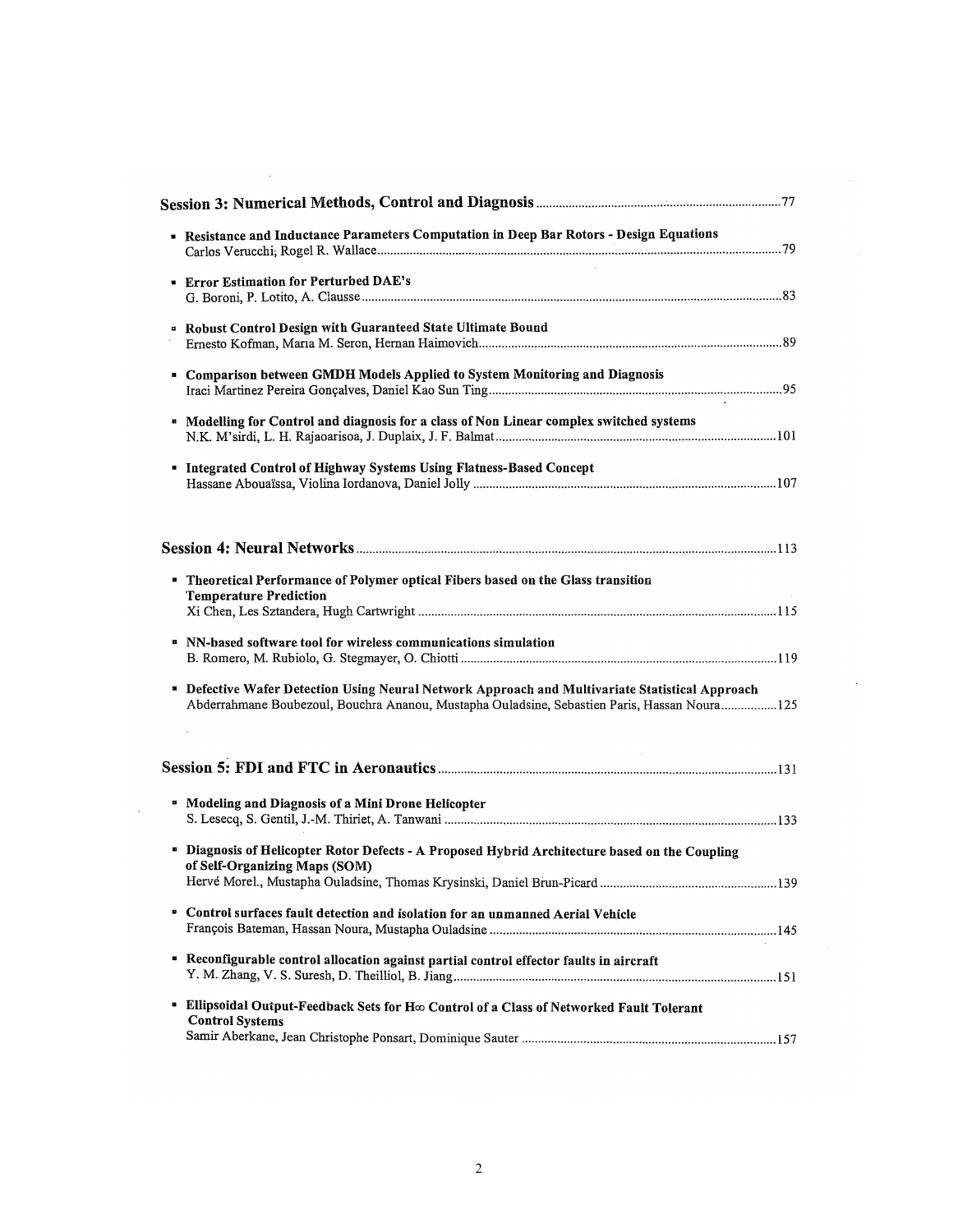## Session 3: Numerical Methods, Control and Diagnosis ........................ 77

- **Resistance and Inductance Parameters Computation in Deep Bar Rotors - Design Equations**
  Carlos Verucchi; Rogel R. Wallace ........................ 79
- **Error Estimation for Perturbed DAE's**
  G. Boroni, P. Lotito, A. Clausse ........................ 83
- **Robust Control Design with Guaranteed State Ultimate Bound**
  Ernesto Kofman, Maria M. Seron, Hernan Haimovich ........................ 89
- **Comparison between GMDH Models Applied to System Monitoring and Diagnosis**
  Iraci Martinez Pereira Gonçalves, Daniel Kao Sun Ting ........................ 95
- **Modelling for Control and diagnosis for a class of Non Linear complex switched systems**
  N.K. M'sirdi, L. H. Rajaoarisoa, J. Duplaix, J. F. Balmat ........................ 101
- **Integrated Control of Highway Systems Using Flatness-Based Concept**
  Hassane Abouaïssa, Violina Iordanova, Daniel Jolly ........................ 107

## Session 4: Neural Networks ........................ 113

- **Theoretical Performance of Polymer optical Fibers based on the Glass transition Temperature Prediction**
  Xi Chen, Les Sztandera, Hugh Cartwright ........................ 115
- **NN-based software tool for wireless communications simulation**
  B. Romero, M. Rubiolo, G. Stegmayer, O. Chiotti ........................ 119
- **Defective Wafer Detection Using Neural Network Approach and Multivariate Statistical Approach**
  Abderrahmane Boubezoul, Bouchra Ananou, Mustapha Ouladsine, Sebastien Paris, Hassan Noura ........................ 125

## Session 5: FDI and FTC in Aeronautics ........................ 131

- **Modeling and Diagnosis of a Mini Drone Helicopter**
  S. Lesecq, S. Gentil, J.-M. Thiriet, A. Tanwani ........................ 133
- **Diagnosis of Helicopter Rotor Defects - A Proposed Hybrid Architecture based on the Coupling of Self-Organizing Maps (SOM)**
  Hervé Morel., Mustapha Ouladsine, Thomas Krysinski, Daniel Brun-Picard ........................ 139
- **Control surfaces fault detection and isolation for an unmanned Aerial Vehicle**
  François Bateman, Hassan Noura, Mustapha Ouladsine ........................ 145
- **Reconfigurable control allocation against partial control effector faults in aircraft**
  Y. M. Zhang, V. S. Suresh, D. Theilliol, B. Jiang ........................ 151
- **Ellipsoidal Output-Feedback Sets for H∞ Control of a Class of Networked Fault Tolerant Control Systems**
  Samir Aberkane, Jean Christophe Ponsart, Dominique Sauter ........................ 157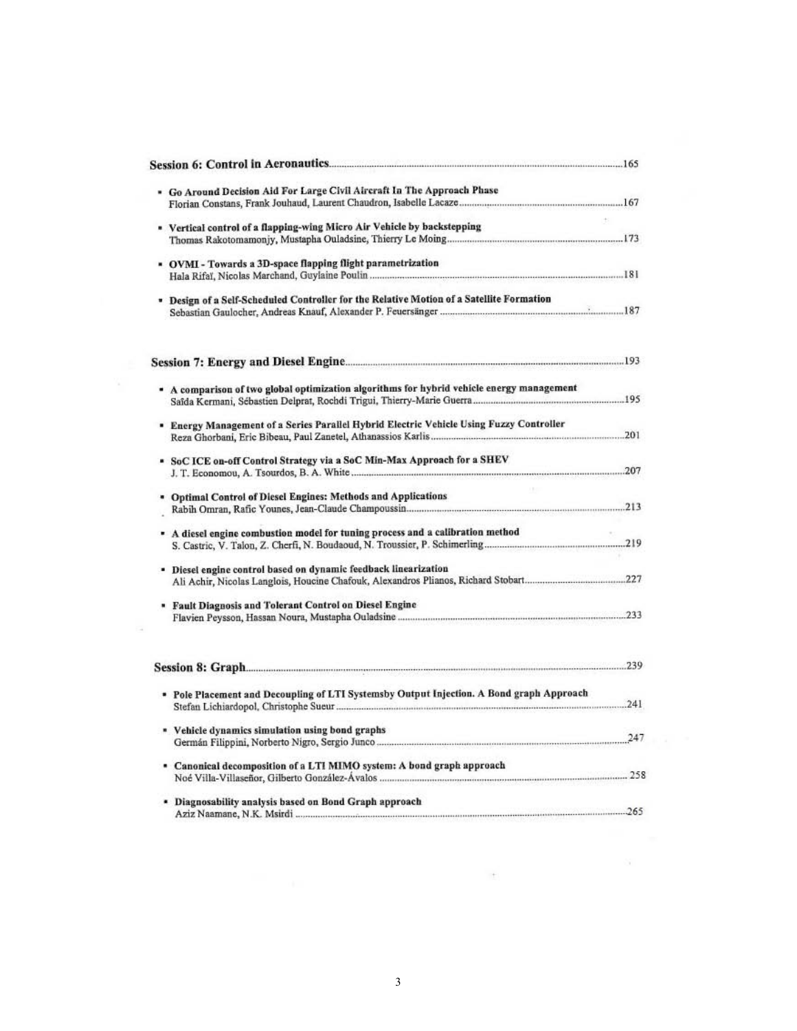**Session 6: Control in Aeronautics** ........ 165

- **Go Around Decision Aid For Large Civil Aircraft In The Approach Phase**
  Florian Constans, Frank Jouhaud, Laurent Chaudron, Isabelle Lacaze ........ 167

- **Vertical control of a flapping-wing Micro Air Vehicle by backstepping**
  Thomas Rakotomamonjy, Mustapha Ouladsine, Thierry Le Moing ........ 173

- **OVMI - Towards a 3D-space flapping flight parametrization**
  Hala Rifaï, Nicolas Marchand, Guylaine Poulin ........ 181

- **Design of a Self-Scheduled Controller for the Relative Motion of a Satellite Formation**
  Sebastian Gaulocher, Andreas Knauf, Alexander P. Feuersänger ........ 187

**Session 7: Energy and Diesel Engine** ........ 193

- **A comparison of two global optimization algorithms for hybrid vehicle energy management**
  Saïda Kermani, Sébastien Delprat, Rochdi Trigui, Thierry-Marie Guerra ........ 195

- **Energy Management of a Series Parallel Hybrid Electric Vehicle Using Fuzzy Controller**
  Reza Ghorbani, Eric Bibeau, Paul Zanetel, Athanassios Karlis ........ 201

- **SoC ICE on-off Control Strategy via a SoC Min-Max Approach for a SHEV**
  J. T. Economou, A. Tsourdos, B. A. White ........ 207

- **Optimal Control of Diesel Engines: Methods and Applications**
  Rabih Omran, Rafic Younes, Jean-Claude Champoussin ........ 213

- **A diesel engine combustion model for tuning process and a calibration method**
  S. Castric, V. Talon, Z. Cherfi, N. Boudaoud, N. Troussier, P. Schimerling ........ 219

- **Diesel engine control based on dynamic feedback linearization**
  Ali Achir, Nicolas Langlois, Houcine Chafouk, Alexandros Plianos, Richard Stobart ........ 227

- **Fault Diagnosis and Tolerant Control on Diesel Engine**
  Flavien Peysson, Hassan Noura, Mustapha Ouladsine ........ 233

**Session 8: Graph** ........ 239

- **Pole Placement and Decoupling of LTI Systemsby Output Injection. A Bond graph Approach**
  Stefan Lichiardopol, Christophe Sueur ........ 241

- **Vehicle dynamics simulation using bond graphs**
  Germán Filippini, Norberto Nigro, Sergio Junco ........ 247

- **Canonical decomposition of a LTI MIMO system: A bond graph approach**
  Noé Villa-Villaseñor, Gilberto González-Ávalos ........ 258

- **Diagnosability analysis based on Bond Graph approach**
  Aziz Naamane, N.K. Msirdi ........ 265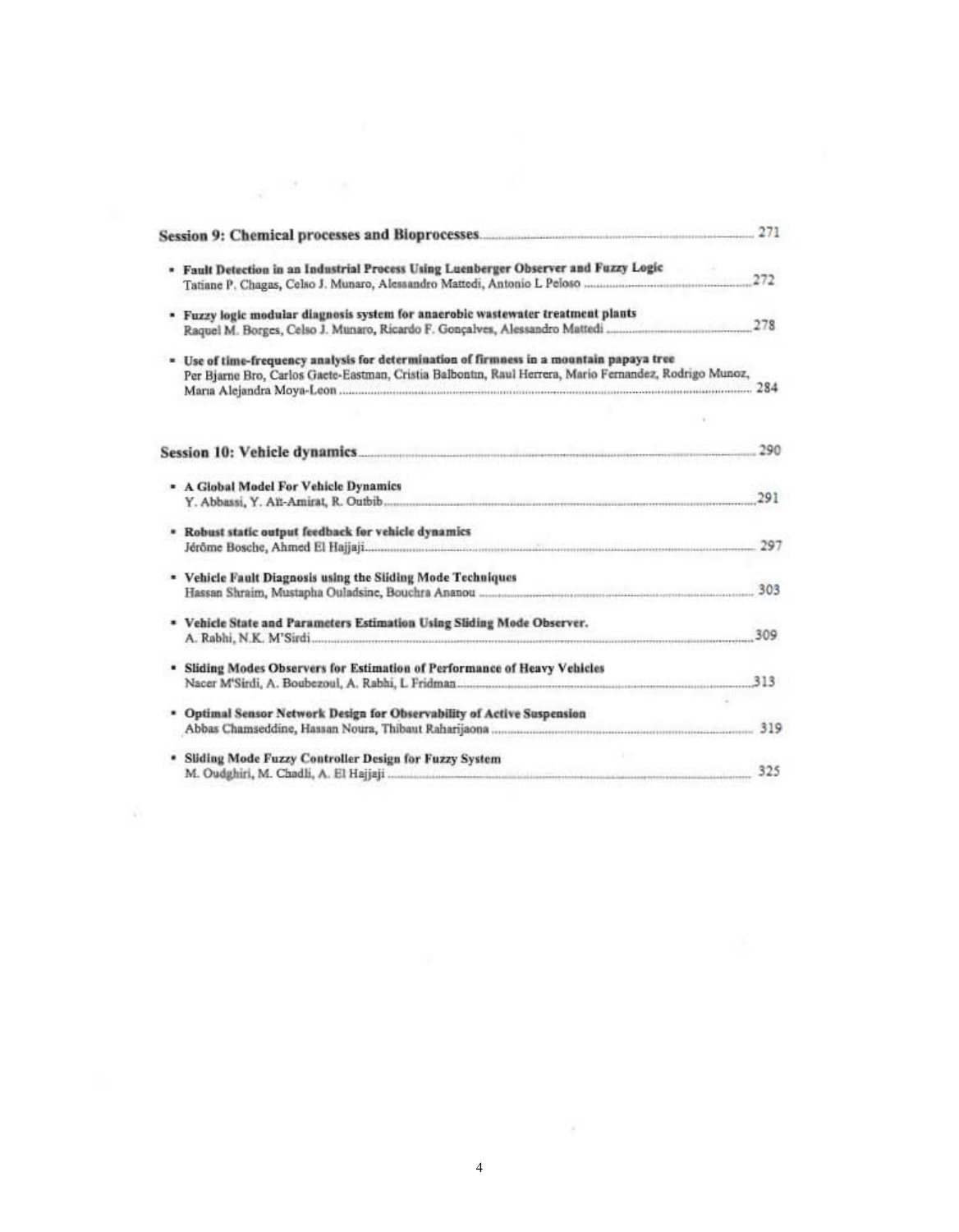## Session 9: Chemical processes and Bioprocesses ... 271

- **Fault Detection in an Industrial Process Using Luenberger Observer and Fuzzy Logic**
  Tatiane P. Chagas, Celso J. Munaro, Alessandro Mattedi, Antonio L Peloso ... 272

- **Fuzzy logic modular diagnosis system for anaerobic wastewater treatment plants**
  Raquel M. Borges, Celso J. Munaro, Ricardo F. Gonçalves, Alessandro Mattedi ... 278

- **Use of time-frequency analysis for determination of firmness in a mountain papaya tree**
  Per Bjarne Bro, Carlos Gaete-Eastman, Cristia Balbontın, Raul Herrera, Mario Fernandez, Rodrigo Munoz, Maria Alejandra Moya-Leon ... 284

## Session 10: Vehicle dynamics ... 290

- **A Global Model For Vehicle Dynamics**
  Y. Abbassi, Y. Aït-Amirat, R. Outbib ... 291

- **Robust static output feedback for vehicle dynamics**
  Jérôme Bosche, Ahmed El Hajjaji ... 297

- **Vehicle Fault Diagnosis using the Sliding Mode Techniques**
  Hassan Shraim, Mustapha Ouladsine, Bouchra Ananou ... 303

- **Vehicle State and Parameters Estimation Using Sliding Mode Observer.**
  A. Rabhi, N.K. M'Sirdi ... 309

- **Sliding Modes Observers for Estimation of Performance of Heavy Vehicles**
  Nacer M'Sirdi, A. Boubezoul, A. Rabhi, L Fridman ... 313

- **Optimal Sensor Network Design for Observability of Active Suspension**
  Abbas Chamseddine, Hassan Noura, Thibaut Raharijaona ... 319

- **Sliding Mode Fuzzy Controller Design for Fuzzy System**
  M. Oudghiri, M. Chadli, A. El Hajjaji ... 325